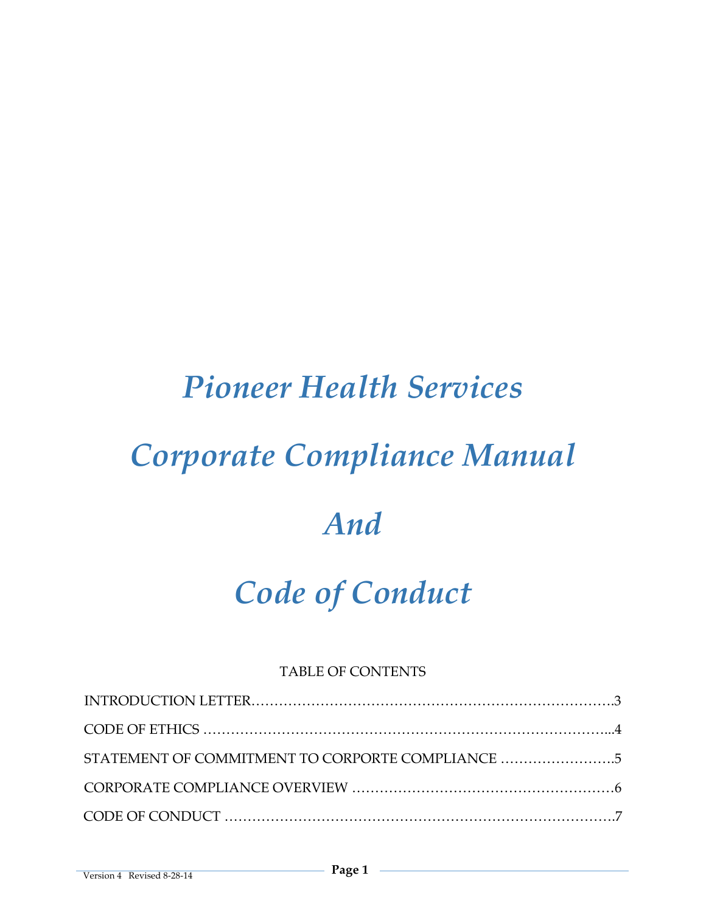# *Pioneer Health Services*

# *Corporate Compliance Manual*

# *And*

# *Code of Conduct*

TABLE OF CONTENTS

INTRODUCTION LETTER…………………………………………………………………….3

CODE OF ETHICS ………………………………………………………………………….....4

STATEMENT OF COMMITMENT TO CORPORTE COMPLIANCE …………………….5

CORPORATE COMPLIANCE OVERVIEW ………………………………………………6

CODE OF CONDUCT …………………………………………………………………….7

Version 4 Revised 8-28-14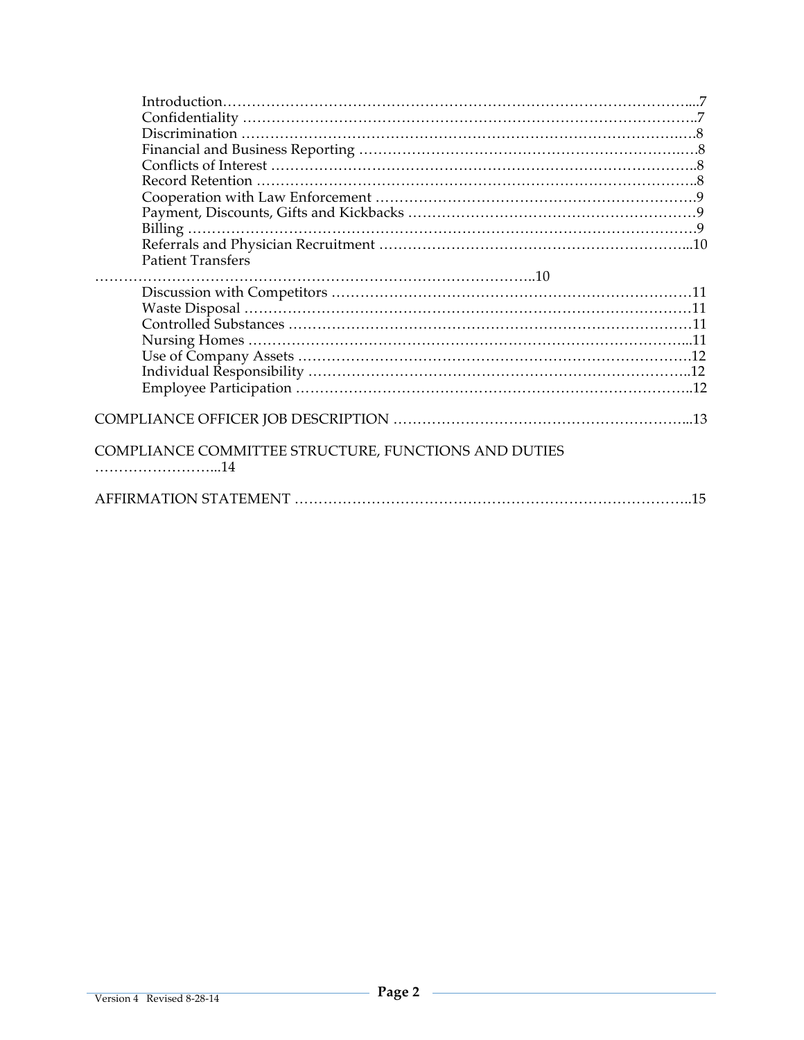Introduction…………………………………………………………………………………...7
Confidentiality ……………………………………………………………………………..7
Discrimination ……………………………………………………………………………..8
Financial and Business Reporting ……………………………………………………….…8
Conflicts of Interest ………………………………………………………………………..8
Record Retention …………………………………………………………………………..8
Cooperation with Law Enforcement ……………………………………………………….9
Payment, Discounts, Gifts and Kickbacks ………………………………………………….9
Billing ……………………………………………………………………………………….9
Referrals and Physician Recruitment ……………………………………………………...10
Patient Transfers
……………………………………………………………………………………..10
Discussion with Competitors ……………………………………………………………….11
Waste Disposal ……………………………………………………………………………11
Controlled Substances ……………………………………………………………………..11
Nursing Homes …………………………………………………………………………...11
Use of Company Assets …………………………………………………………………….12
Individual Responsibility …………………………………………………………………..12
Employee Participation …………………………………………………………………..12

COMPLIANCE OFFICER JOB DESCRIPTION ……………………………………………………...13

COMPLIANCE COMMITTEE STRUCTURE, FUNCTIONS AND DUTIES
……………………...14

AFFIRMATION STATEMENT …………………………………………………………………..15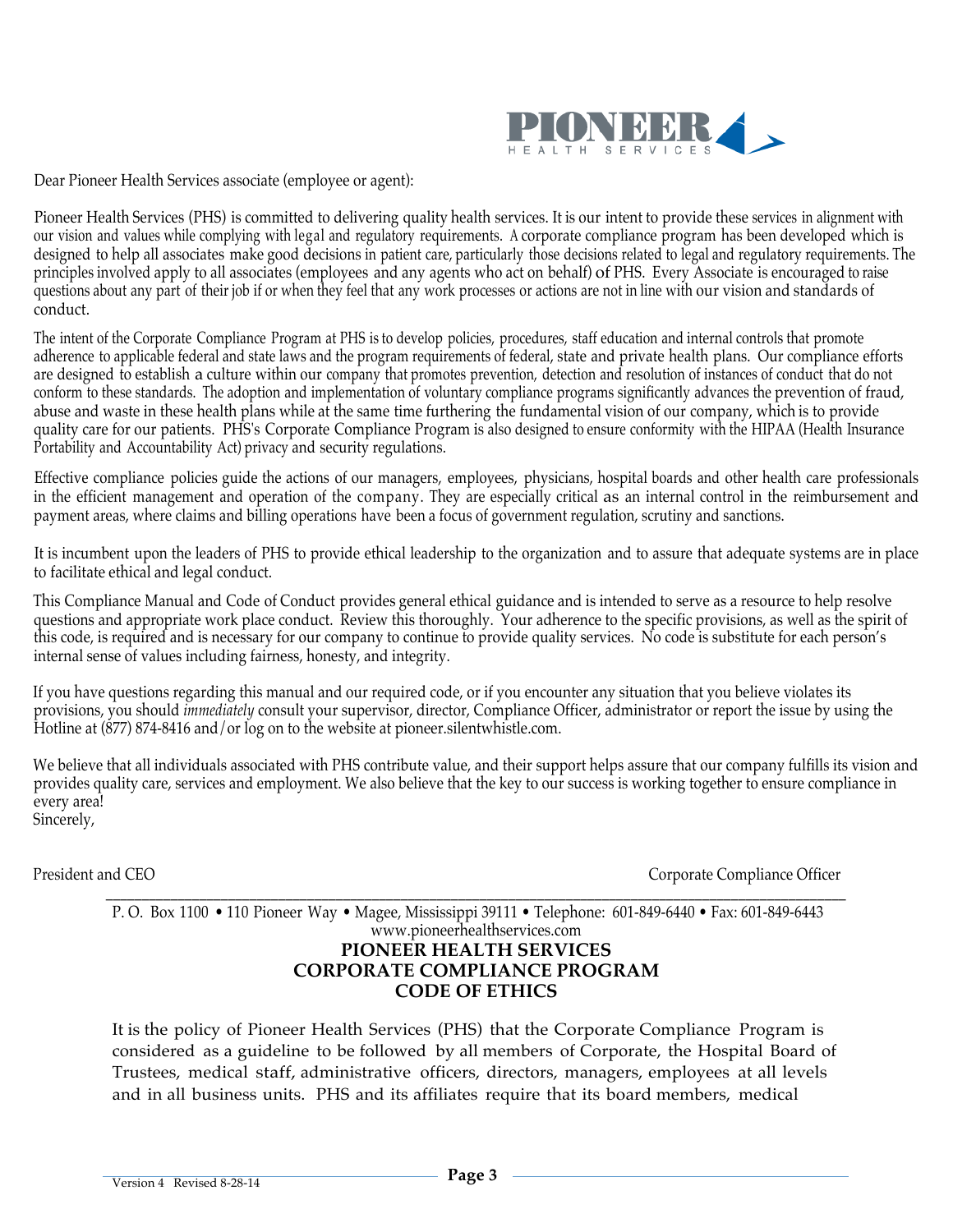Dear Pioneer Health Services associate (employee or agent):

Pioneer Health Services (PHS) is committed to delivering quality health services. It is our intent to provide these services in alignment with our vision and values while complying with legal and regulatory requirements. A corporate compliance program has been developed which is designed to help all associates make good decisions in patient care, particularly those decisions related to legal and regulatory requirements. The principles involved apply to all associates (employees and any agents who act on behalf) of PHS. Every Associate is encouraged to raise questions about any part of their job if or when they feel that any work processes or actions are not in line with our vision and standards of conduct.

The intent of the Corporate Compliance Program at PHS is to develop policies, procedures, staff education and internal controls that promote adherence to applicable federal and state laws and the program requirements of federal, state and private health plans. Our compliance efforts are designed to establish a culture within our company that promotes prevention, detection and resolution of instances of conduct that do not conform to these standards. The adoption and implementation of voluntary compliance programs significantly advances the prevention of fraud, abuse and waste in these health plans while at the same time furthering the fundamental vision of our company, which is to provide quality care for our patients. PHS's Corporate Compliance Program is also designed to ensure conformity with the HIPAA (Health Insurance Portability and Accountability Act) privacy and security regulations.

Effective compliance policies guide the actions of our managers, employees, physicians, hospital boards and other health care professionals in the efficient management and operation of the company. They are especially critical as an internal control in the reimbursement and payment areas, where claims and billing operations have been a focus of government regulation, scrutiny and sanctions.

It is incumbent upon the leaders of PHS to provide ethical leadership to the organization and to assure that adequate systems are in place to facilitate ethical and legal conduct.

This Compliance Manual and Code of Conduct provides general ethical guidance and is intended to serve as a resource to help resolve questions and appropriate work place conduct. Review this thoroughly. Your adherence to the specific provisions, as well as the spirit of this code, is required and is necessary for our company to continue to provide quality services. No code is substitute for each person's internal sense of values including fairness, honesty, and integrity.

If you have questions regarding this manual and our required code, or if you encounter any situation that you believe violates its provisions, you should *immediately* consult your supervisor, director, Compliance Officer, administrator or report the issue by using the Hotline at (877) 874-8416 and/or log on to the website at pioneer.silentwhistle.com.

We believe that all individuals associated with PHS contribute value, and their support helps assure that our company fulfills its vision and provides quality care, services and employment. We also believe that the key to our success is working together to ensure compliance in every area!

Sincerely,

President and CEO | Corporate Compliance Officer

P. O. Box 1100 • 110 Pioneer Way • Magee, Mississippi 39111 • Telephone: 601-849-6440 • Fax: 601-849-6443
www.pioneerhealthservices.com

# PIONEER HEALTH SERVICES
# CORPORATE COMPLIANCE PROGRAM
# CODE OF ETHICS

It is the policy of Pioneer Health Services (PHS) that the Corporate Compliance Program is considered as a guideline to be followed by all members of Corporate, the Hospital Board of Trustees, medical staff, administrative officers, directors, managers, employees at all levels and in all business units. PHS and its affiliates require that its board members, medical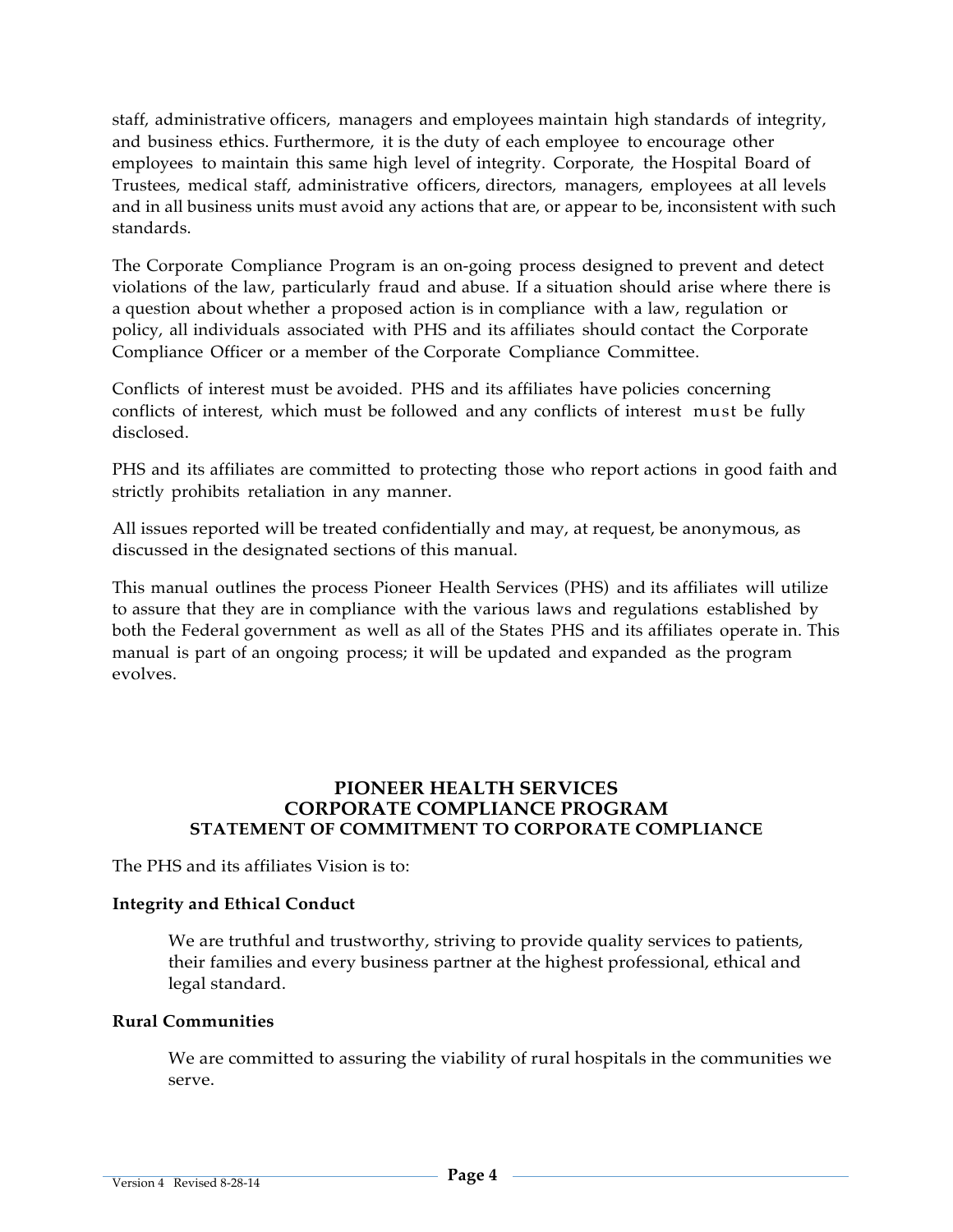staff, administrative officers, managers and employees maintain high standards of integrity, and business ethics. Furthermore, it is the duty of each employee to encourage other employees to maintain this same high level of integrity. Corporate, the Hospital Board of Trustees, medical staff, administrative officers, directors, managers, employees at all levels and in all business units must avoid any actions that are, or appear to be, inconsistent with such standards.

The Corporate Compliance Program is an on-going process designed to prevent and detect violations of the law, particularly fraud and abuse. If a situation should arise where there is a question about whether a proposed action is in compliance with a law, regulation or policy, all individuals associated with PHS and its affiliates should contact the Corporate Compliance Officer or a member of the Corporate Compliance Committee.

Conflicts of interest must be avoided. PHS and its affiliates have policies concerning conflicts of interest, which must be followed and any conflicts of interest must be fully disclosed.

PHS and its affiliates are committed to protecting those who report actions in good faith and strictly prohibits retaliation in any manner.

All issues reported will be treated confidentially and may, at request, be anonymous, as discussed in the designated sections of this manual.

This manual outlines the process Pioneer Health Services (PHS) and its affiliates will utilize to assure that they are in compliance with the various laws and regulations established by both the Federal government as well as all of the States PHS and its affiliates operate in. This manual is part of an ongoing process; it will be updated and expanded as the program evolves.

## PIONEER HEALTH SERVICES
## CORPORATE COMPLIANCE PROGRAM
### STATEMENT OF COMMITMENT TO CORPORATE COMPLIANCE

The PHS and its affiliates Vision is to:

**Integrity and Ethical Conduct**

We are truthful and trustworthy, striving to provide quality services to patients, their families and every business partner at the highest professional, ethical and legal standard.

**Rural Communities**

We are committed to assuring the viability of rural hospitals in the communities we serve.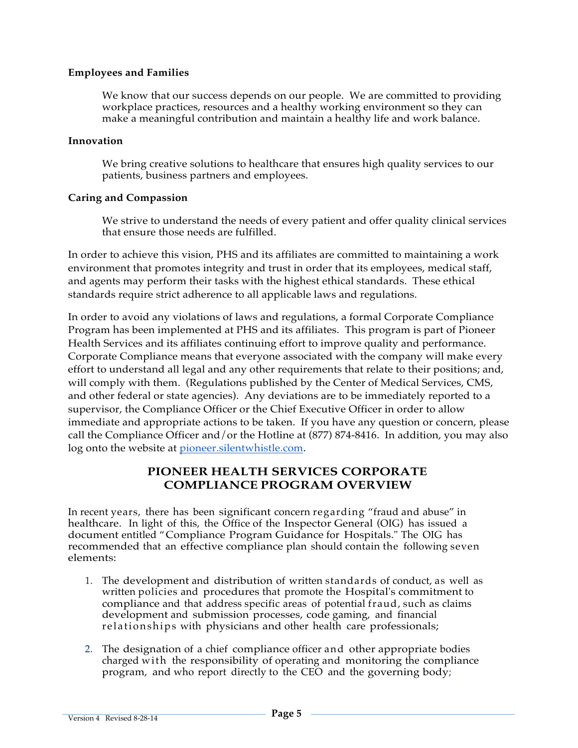**Employees and Families**

We know that our success depends on our people. We are committed to providing workplace practices, resources and a healthy working environment so they can make a meaningful contribution and maintain a healthy life and work balance.

**Innovation**

We bring creative solutions to healthcare that ensures high quality services to our patients, business partners and employees.

**Caring and Compassion**

We strive to understand the needs of every patient and offer quality clinical services that ensure those needs are fulfilled.

In order to achieve this vision, PHS and its affiliates are committed to maintaining a work environment that promotes integrity and trust in order that its employees, medical staff, and agents may perform their tasks with the highest ethical standards. These ethical standards require strict adherence to all applicable laws and regulations.

In order to avoid any violations of laws and regulations, a formal Corporate Compliance Program has been implemented at PHS and its affiliates. This program is part of Pioneer Health Services and its affiliates continuing effort to improve quality and performance. Corporate Compliance means that everyone associated with the company will make every effort to understand all legal and any other requirements that relate to their positions; and, will comply with them. (Regulations published by the Center of Medical Services, CMS, and other federal or state agencies). Any deviations are to be immediately reported to a supervisor, the Compliance Officer or the Chief Executive Officer in order to allow immediate and appropriate actions to be taken. If you have any question or concern, please call the Compliance Officer and/or the Hotline at (877) 874-8416. In addition, you may also log onto the website at pioneer.silentwhistle.com.

## PIONEER HEALTH SERVICES CORPORATE COMPLIANCE PROGRAM OVERVIEW

In recent years, there has been significant concern regarding "fraud and abuse" in healthcare. In light of this, the Office of the Inspector General (OIG) has issued a document entitled "Compliance Program Guidance for Hospitals." The OIG has recommended that an effective compliance plan should contain the following seven elements:

1. The development and distribution of written standards of conduct, as well as written policies and procedures that promote the Hospital's commitment to compliance and that address specific areas of potential fraud, such as claims development and submission processes, code gaming, and financial relationships with physicians and other health care professionals;

2. The designation of a chief compliance officer and other appropriate bodies charged with the responsibility of operating and monitoring the compliance program, and who report directly to the CEO and the governing body;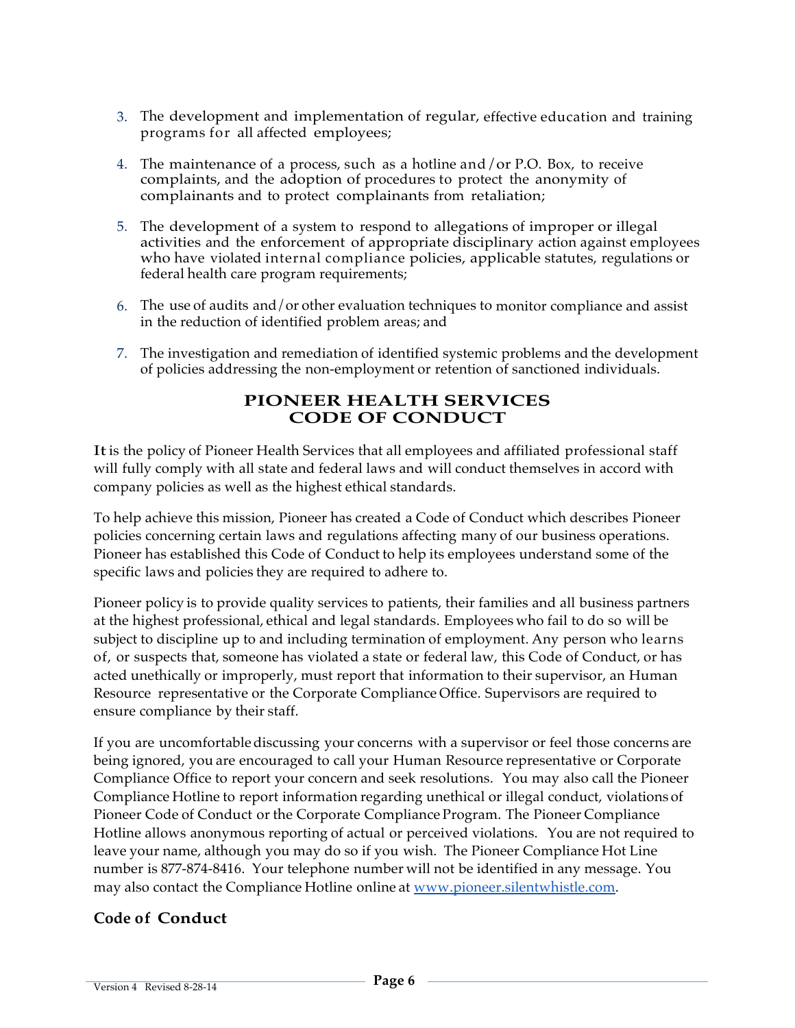3. The development and implementation of regular, effective education and training programs for all affected employees;
4. The maintenance of a process, such as a hotline and/or P.O. Box, to receive complaints, and the adoption of procedures to protect the anonymity of complainants and to protect complainants from retaliation;
5. The development of a system to respond to allegations of improper or illegal activities and the enforcement of appropriate disciplinary action against employees who have violated internal compliance policies, applicable statutes, regulations or federal health care program requirements;
6. The use of audits and/or other evaluation techniques to monitor compliance and assist in the reduction of identified problem areas; and
7. The investigation and remediation of identified systemic problems and the development of policies addressing the non-employment or retention of sanctioned individuals.

## PIONEER HEALTH SERVICES CODE OF CONDUCT

**It** is the policy of Pioneer Health Services that all employees and affiliated professional staff will fully comply with all state and federal laws and will conduct themselves in accord with company policies as well as the highest ethical standards.

To help achieve this mission, Pioneer has created a Code of Conduct which describes Pioneer policies concerning certain laws and regulations affecting many of our business operations. Pioneer has established this Code of Conduct to help its employees understand some of the specific laws and policies they are required to adhere to.

Pioneer policy is to provide quality services to patients, their families and all business partners at the highest professional, ethical and legal standards. Employees who fail to do so will be subject to discipline up to and including termination of employment. Any person who learns of, or suspects that, someone has violated a state or federal law, this Code of Conduct, or has acted unethically or improperly, must report that information to their supervisor, an Human Resource representative or the Corporate Compliance Office. Supervisors are required to ensure compliance by their staff.

If you are uncomfortable discussing your concerns with a supervisor or feel those concerns are being ignored, you are encouraged to call your Human Resource representative or Corporate Compliance Office to report your concern and seek resolutions. You may also call the Pioneer Compliance Hotline to report information regarding unethical or illegal conduct, violations of Pioneer Code of Conduct or the Corporate Compliance Program. The Pioneer Compliance Hotline allows anonymous reporting of actual or perceived violations. You are not required to leave your name, although you may do so if you wish. The Pioneer Compliance Hot Line number is 877-874-8416. Your telephone number will not be identified in any message. You may also contact the Compliance Hotline online at www.pioneer.silentwhistle.com.

### Code of Conduct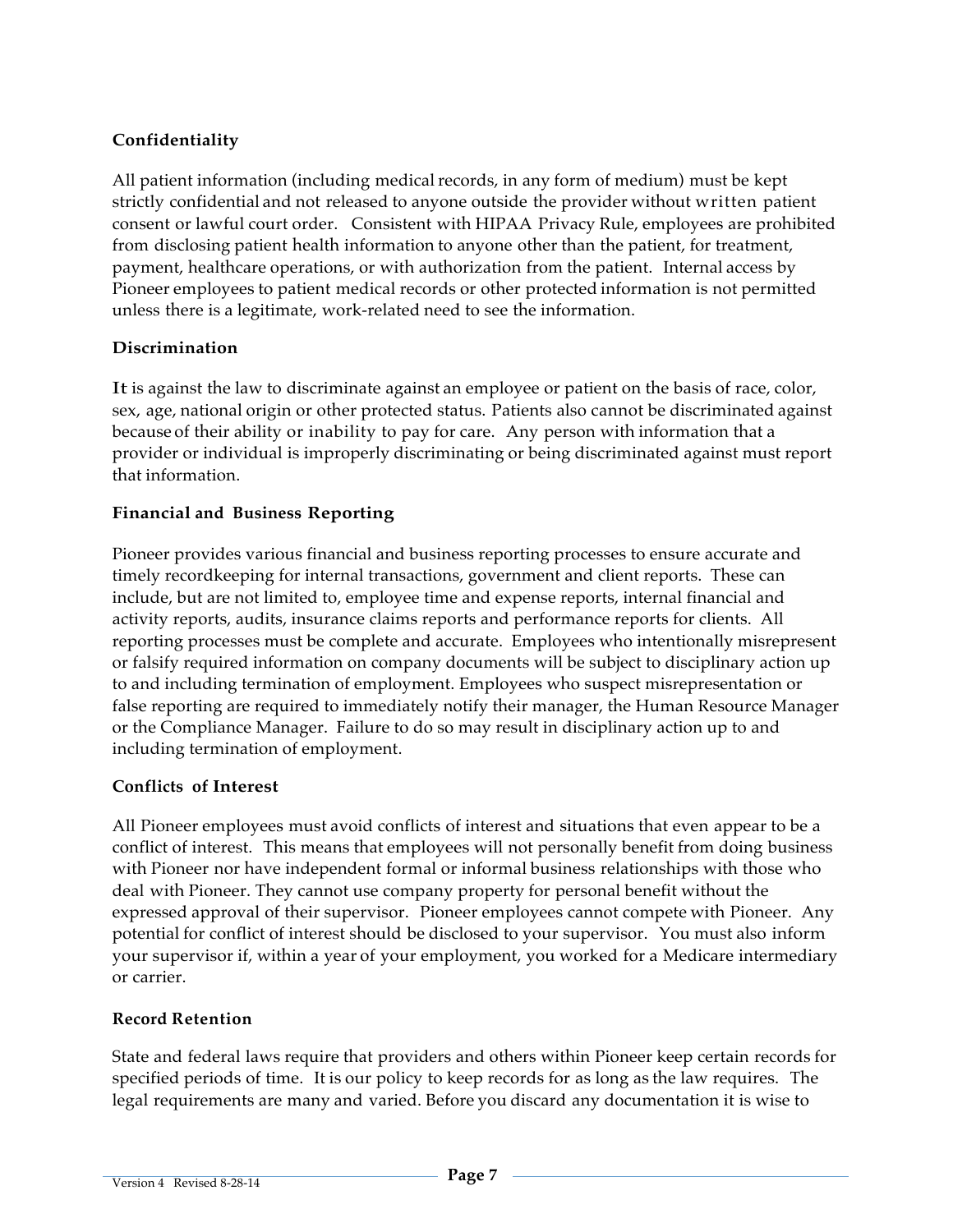## Confidentiality

All patient information (including medical records, in any form of medium) must be kept strictly confidential and not released to anyone outside the provider without written patient consent or lawful court order. Consistent with HIPAA Privacy Rule, employees are prohibited from disclosing patient health information to anyone other than the patient, for treatment, payment, healthcare operations, or with authorization from the patient. Internal access by Pioneer employees to patient medical records or other protected information is not permitted unless there is a legitimate, work-related need to see the information.

## Discrimination

It is against the law to discriminate against an employee or patient on the basis of race, color, sex, age, national origin or other protected status. Patients also cannot be discriminated against because of their ability or inability to pay for care. Any person with information that a provider or individual is improperly discriminating or being discriminated against must report that information.

## Financial and Business Reporting

Pioneer provides various financial and business reporting processes to ensure accurate and timely recordkeeping for internal transactions, government and client reports. These can include, but are not limited to, employee time and expense reports, internal financial and activity reports, audits, insurance claims reports and performance reports for clients. All reporting processes must be complete and accurate. Employees who intentionally misrepresent or falsify required information on company documents will be subject to disciplinary action up to and including termination of employment. Employees who suspect misrepresentation or false reporting are required to immediately notify their manager, the Human Resource Manager or the Compliance Manager. Failure to do so may result in disciplinary action up to and including termination of employment.

## Conflicts of Interest

All Pioneer employees must avoid conflicts of interest and situations that even appear to be a conflict of interest. This means that employees will not personally benefit from doing business with Pioneer nor have independent formal or informal business relationships with those who deal with Pioneer. They cannot use company property for personal benefit without the expressed approval of their supervisor. Pioneer employees cannot compete with Pioneer. Any potential for conflict of interest should be disclosed to your supervisor. You must also inform your supervisor if, within a year of your employment, you worked for a Medicare intermediary or carrier.

## Record Retention

State and federal laws require that providers and others within Pioneer keep certain records for specified periods of time. It is our policy to keep records for as long as the law requires. The legal requirements are many and varied. Before you discard any documentation it is wise to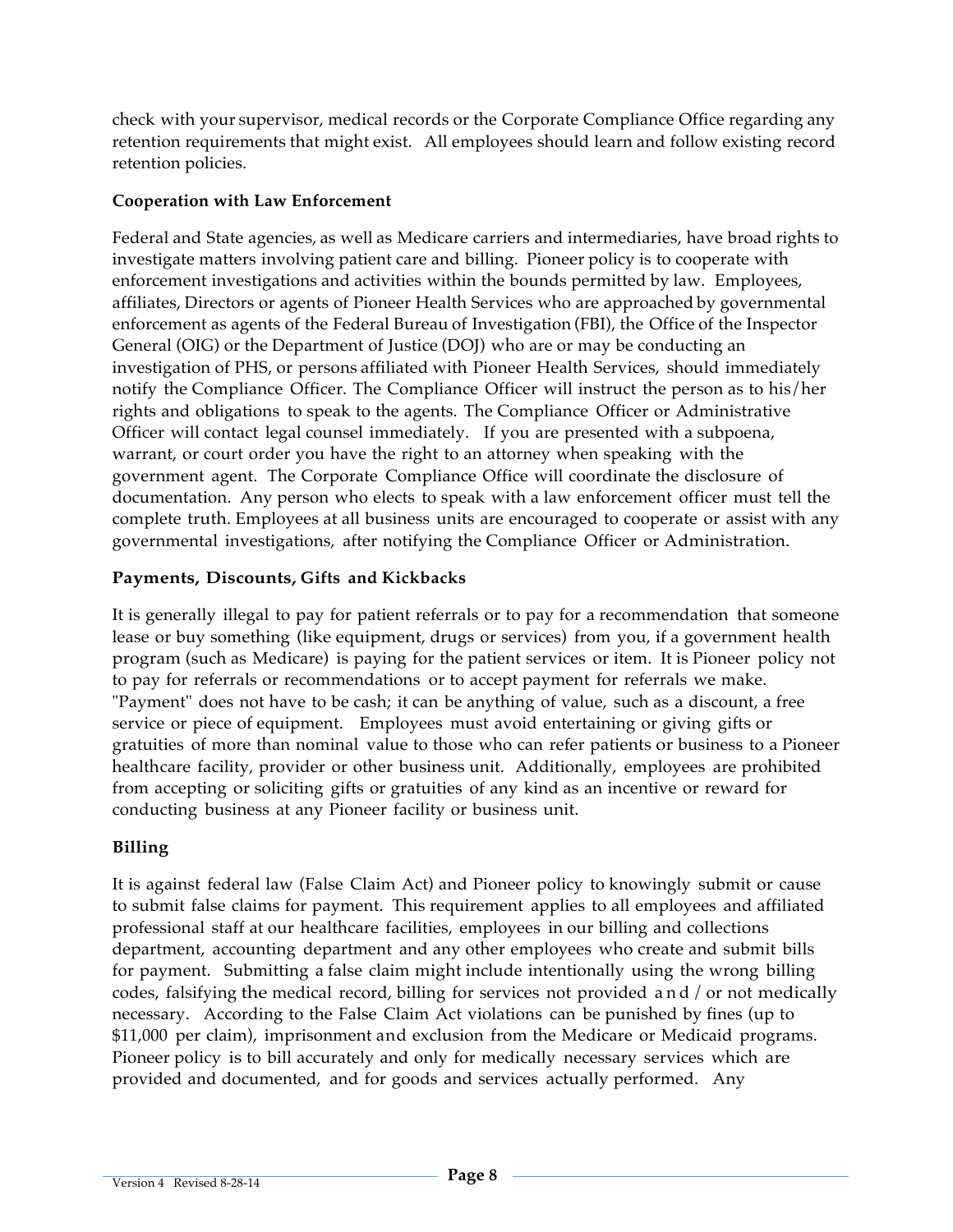check with your supervisor, medical records or the Corporate Compliance Office regarding any retention requirements that might exist. All employees should learn and follow existing record retention policies.

**Cooperation with Law Enforcement**

Federal and State agencies, as well as Medicare carriers and intermediaries, have broad rights to investigate matters involving patient care and billing. Pioneer policy is to cooperate with enforcement investigations and activities within the bounds permitted by law. Employees, affiliates, Directors or agents of Pioneer Health Services who are approached by governmental enforcement as agents of the Federal Bureau of Investigation (FBI), the Office of the Inspector General (OIG) or the Department of Justice (DOJ) who are or may be conducting an investigation of PHS, or persons affiliated with Pioneer Health Services, should immediately notify the Compliance Officer. The Compliance Officer will instruct the person as to his/her rights and obligations to speak to the agents. The Compliance Officer or Administrative Officer will contact legal counsel immediately. If you are presented with a subpoena, warrant, or court order you have the right to an attorney when speaking with the government agent. The Corporate Compliance Office will coordinate the disclosure of documentation. Any person who elects to speak with a law enforcement officer must tell the complete truth. Employees at all business units are encouraged to cooperate or assist with any governmental investigations, after notifying the Compliance Officer or Administration.

**Payments, Discounts, Gifts and Kickbacks**

It is generally illegal to pay for patient referrals or to pay for a recommendation that someone lease or buy something (like equipment, drugs or services) from you, if a government health program (such as Medicare) is paying for the patient services or item. It is Pioneer policy not to pay for referrals or recommendations or to accept payment for referrals we make. "Payment" does not have to be cash; it can be anything of value, such as a discount, a free service or piece of equipment. Employees must avoid entertaining or giving gifts or gratuities of more than nominal value to those who can refer patients or business to a Pioneer healthcare facility, provider or other business unit. Additionally, employees are prohibited from accepting or soliciting gifts or gratuities of any kind as an incentive or reward for conducting business at any Pioneer facility or business unit.

**Billing**

It is against federal law (False Claim Act) and Pioneer policy to knowingly submit or cause to submit false claims for payment. This requirement applies to all employees and affiliated professional staff at our healthcare facilities, employees in our billing and collections department, accounting department and any other employees who create and submit bills for payment. Submitting a false claim might include intentionally using the wrong billing codes, falsifying the medical record, billing for services not provided and / or not medically necessary. According to the False Claim Act violations can be punished by fines (up to $11,000 per claim), imprisonment and exclusion from the Medicare or Medicaid programs. Pioneer policy is to bill accurately and only for medically necessary services which are provided and documented, and for goods and services actually performed. Any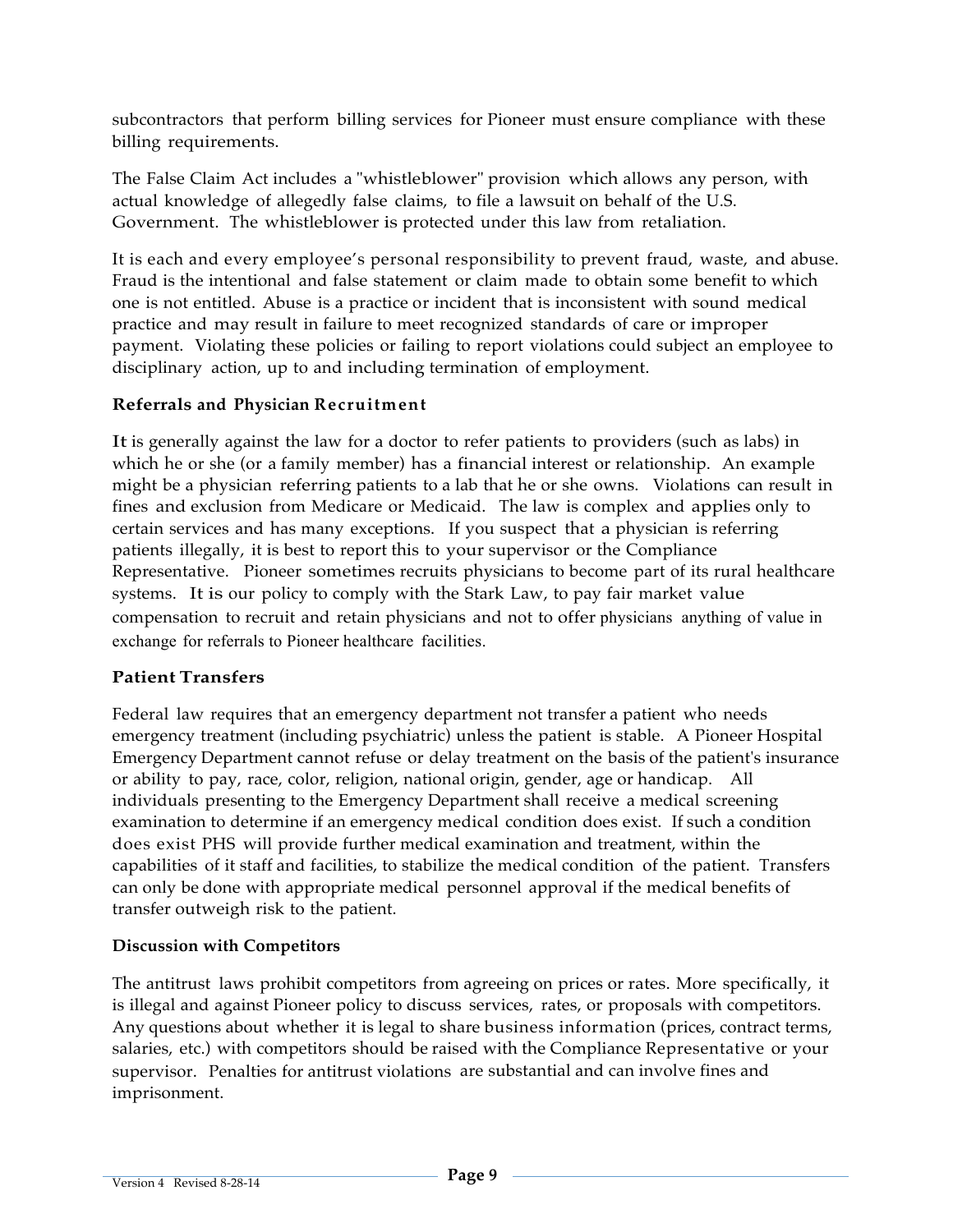subcontractors that perform billing services for Pioneer must ensure compliance with these billing requirements.

The False Claim Act includes a "whistleblower" provision which allows any person, with actual knowledge of allegedly false claims, to file a lawsuit on behalf of the U.S. Government. The whistleblower is protected under this law from retaliation.

It is each and every employee's personal responsibility to prevent fraud, waste, and abuse. Fraud is the intentional and false statement or claim made to obtain some benefit to which one is not entitled. Abuse is a practice or incident that is inconsistent with sound medical practice and may result in failure to meet recognized standards of care or improper payment. Violating these policies or failing to report violations could subject an employee to disciplinary action, up to and including termination of employment.

**Referrals and Physician Recruitment**

It is generally against the law for a doctor to refer patients to providers (such as labs) in which he or she (or a family member) has a financial interest or relationship. An example might be a physician referring patients to a lab that he or she owns. Violations can result in fines and exclusion from Medicare or Medicaid. The law is complex and applies only to certain services and has many exceptions. If you suspect that a physician is referring patients illegally, it is best to report this to your supervisor or the Compliance Representative. Pioneer sometimes recruits physicians to become part of its rural healthcare systems. It is our policy to comply with the Stark Law, to pay fair market value compensation to recruit and retain physicians and not to offer physicians anything of value in exchange for referrals to Pioneer healthcare facilities.

**Patient Transfers**

Federal law requires that an emergency department not transfer a patient who needs emergency treatment (including psychiatric) unless the patient is stable. A Pioneer Hospital Emergency Department cannot refuse or delay treatment on the basis of the patient's insurance or ability to pay, race, color, religion, national origin, gender, age or handicap. All individuals presenting to the Emergency Department shall receive a medical screening examination to determine if an emergency medical condition does exist. If such a condition does exist PHS will provide further medical examination and treatment, within the capabilities of it staff and facilities, to stabilize the medical condition of the patient. Transfers can only be done with appropriate medical personnel approval if the medical benefits of transfer outweigh risk to the patient.

**Discussion with Competitors**

The antitrust laws prohibit competitors from agreeing on prices or rates. More specifically, it is illegal and against Pioneer policy to discuss services, rates, or proposals with competitors. Any questions about whether it is legal to share business information (prices, contract terms, salaries, etc.) with competitors should be raised with the Compliance Representative or your supervisor. Penalties for antitrust violations are substantial and can involve fines and imprisonment.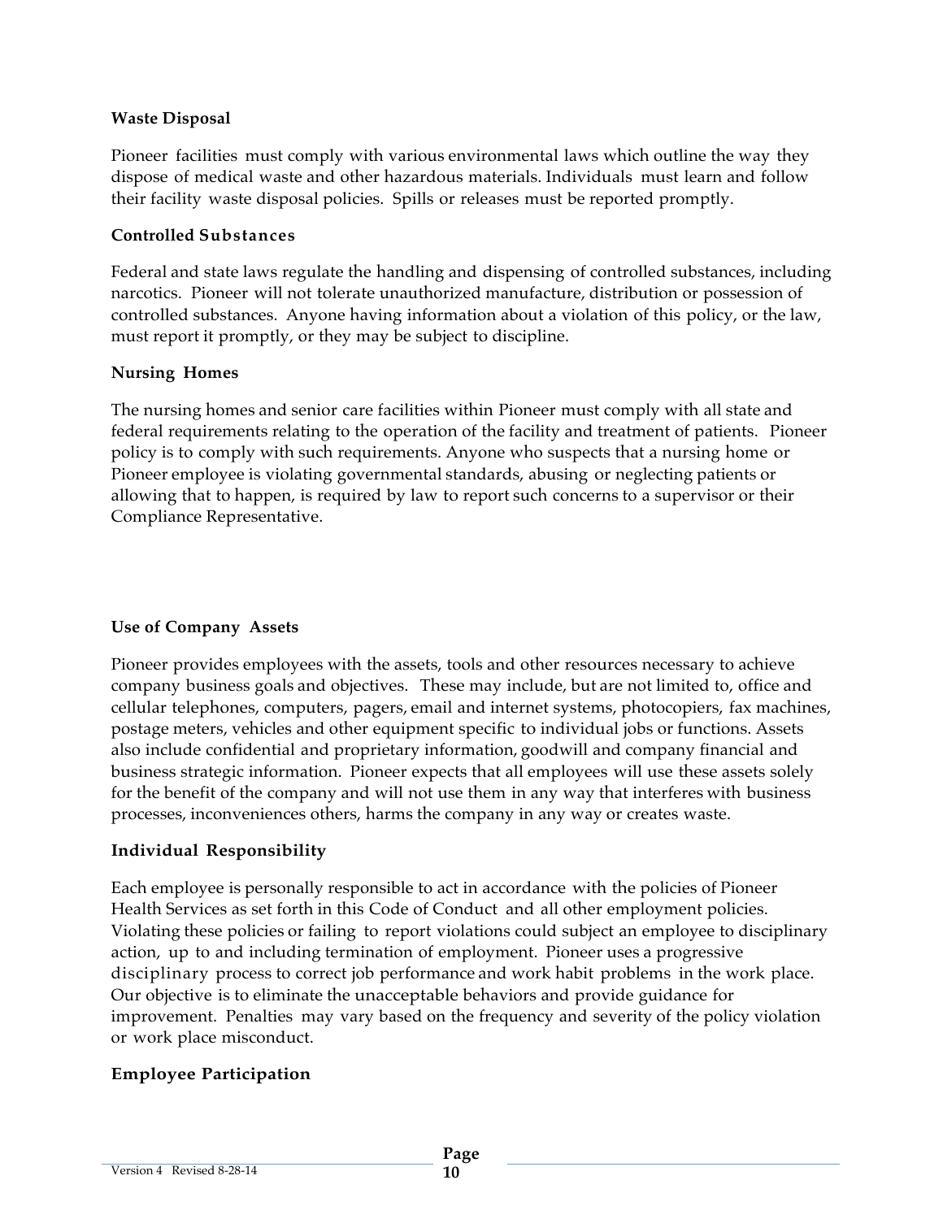**Waste Disposal**

Pioneer facilities must comply with various environmental laws which outline the way they dispose of medical waste and other hazardous materials. Individuals must learn and follow their facility waste disposal policies. Spills or releases must be reported promptly.

**Controlled Substances**

Federal and state laws regulate the handling and dispensing of controlled substances, including narcotics. Pioneer will not tolerate unauthorized manufacture, distribution or possession of controlled substances. Anyone having information about a violation of this policy, or the law, must report it promptly, or they may be subject to discipline.

**Nursing Homes**

The nursing homes and senior care facilities within Pioneer must comply with all state and federal requirements relating to the operation of the facility and treatment of patients. Pioneer policy is to comply with such requirements. Anyone who suspects that a nursing home or Pioneer employee is violating governmental standards, abusing or neglecting patients or allowing that to happen, is required by law to report such concerns to a supervisor or their Compliance Representative.

**Use of Company Assets**

Pioneer provides employees with the assets, tools and other resources necessary to achieve company business goals and objectives. These may include, but are not limited to, office and cellular telephones, computers, pagers, email and internet systems, photocopiers, fax machines, postage meters, vehicles and other equipment specific to individual jobs or functions. Assets also include confidential and proprietary information, goodwill and company financial and business strategic information. Pioneer expects that all employees will use these assets solely for the benefit of the company and will not use them in any way that interferes with business processes, inconveniences others, harms the company in any way or creates waste.

**Individual Responsibility**

Each employee is personally responsible to act in accordance with the policies of Pioneer Health Services as set forth in this Code of Conduct and all other employment policies. Violating these policies or failing to report violations could subject an employee to disciplinary action, up to and including termination of employment. Pioneer uses a progressive disciplinary process to correct job performance and work habit problems in the work place. Our objective is to eliminate the unacceptable behaviors and provide guidance for improvement. Penalties may vary based on the frequency and severity of the policy violation or work place misconduct.

**Employee Participation**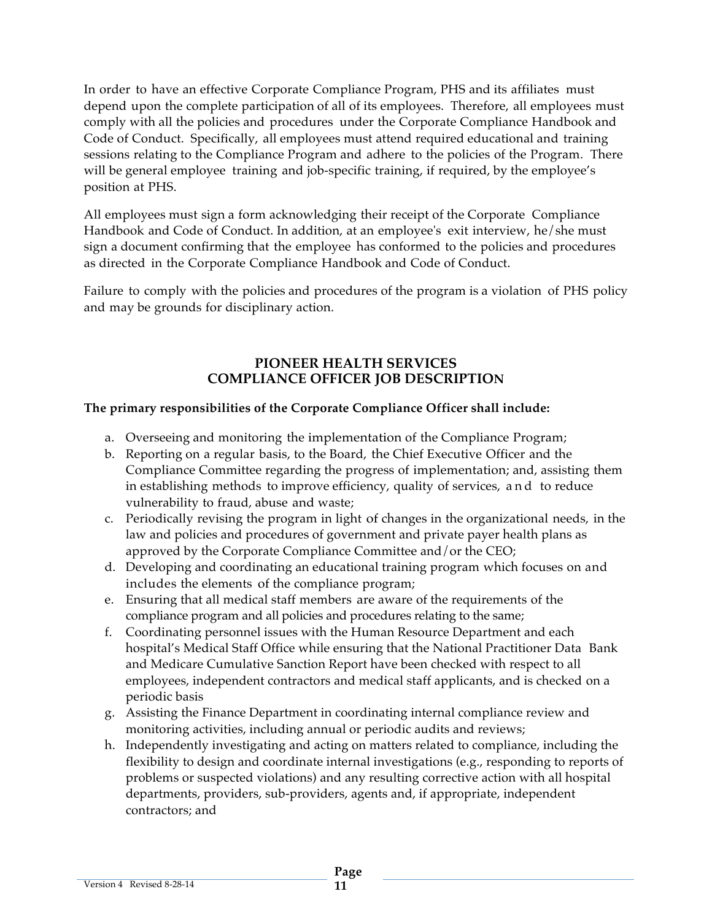In order to have an effective Corporate Compliance Program, PHS and its affiliates must depend upon the complete participation of all of its employees. Therefore, all employees must comply with all the policies and procedures under the Corporate Compliance Handbook and Code of Conduct. Specifically, all employees must attend required educational and training sessions relating to the Compliance Program and adhere to the policies of the Program. There will be general employee training and job-specific training, if required, by the employee's position at PHS.

All employees must sign a form acknowledging their receipt of the Corporate Compliance Handbook and Code of Conduct. In addition, at an employee's exit interview, he/she must sign a document confirming that the employee has conformed to the policies and procedures as directed in the Corporate Compliance Handbook and Code of Conduct.

Failure to comply with the policies and procedures of the program is a violation of PHS policy and may be grounds for disciplinary action.

## PIONEER HEALTH SERVICES
## COMPLIANCE OFFICER JOB DESCRIPTION

**The primary responsibilities of the Corporate Compliance Officer shall include:**

a. Overseeing and monitoring the implementation of the Compliance Program;
b. Reporting on a regular basis, to the Board, the Chief Executive Officer and the Compliance Committee regarding the progress of implementation; and, assisting them in establishing methods to improve efficiency, quality of services, and to reduce vulnerability to fraud, abuse and waste;
c. Periodically revising the program in light of changes in the organizational needs, in the law and policies and procedures of government and private payer health plans as approved by the Corporate Compliance Committee and/or the CEO;
d. Developing and coordinating an educational training program which focuses on and includes the elements of the compliance program;
e. Ensuring that all medical staff members are aware of the requirements of the compliance program and all policies and procedures relating to the same;
f. Coordinating personnel issues with the Human Resource Department and each hospital's Medical Staff Office while ensuring that the National Practitioner Data Bank and Medicare Cumulative Sanction Report have been checked with respect to all employees, independent contractors and medical staff applicants, and is checked on a periodic basis
g. Assisting the Finance Department in coordinating internal compliance review and monitoring activities, including annual or periodic audits and reviews;
h. Independently investigating and acting on matters related to compliance, including the flexibility to design and coordinate internal investigations (e.g., responding to reports of problems or suspected violations) and any resulting corrective action with all hospital departments, providers, sub-providers, agents and, if appropriate, independent contractors; and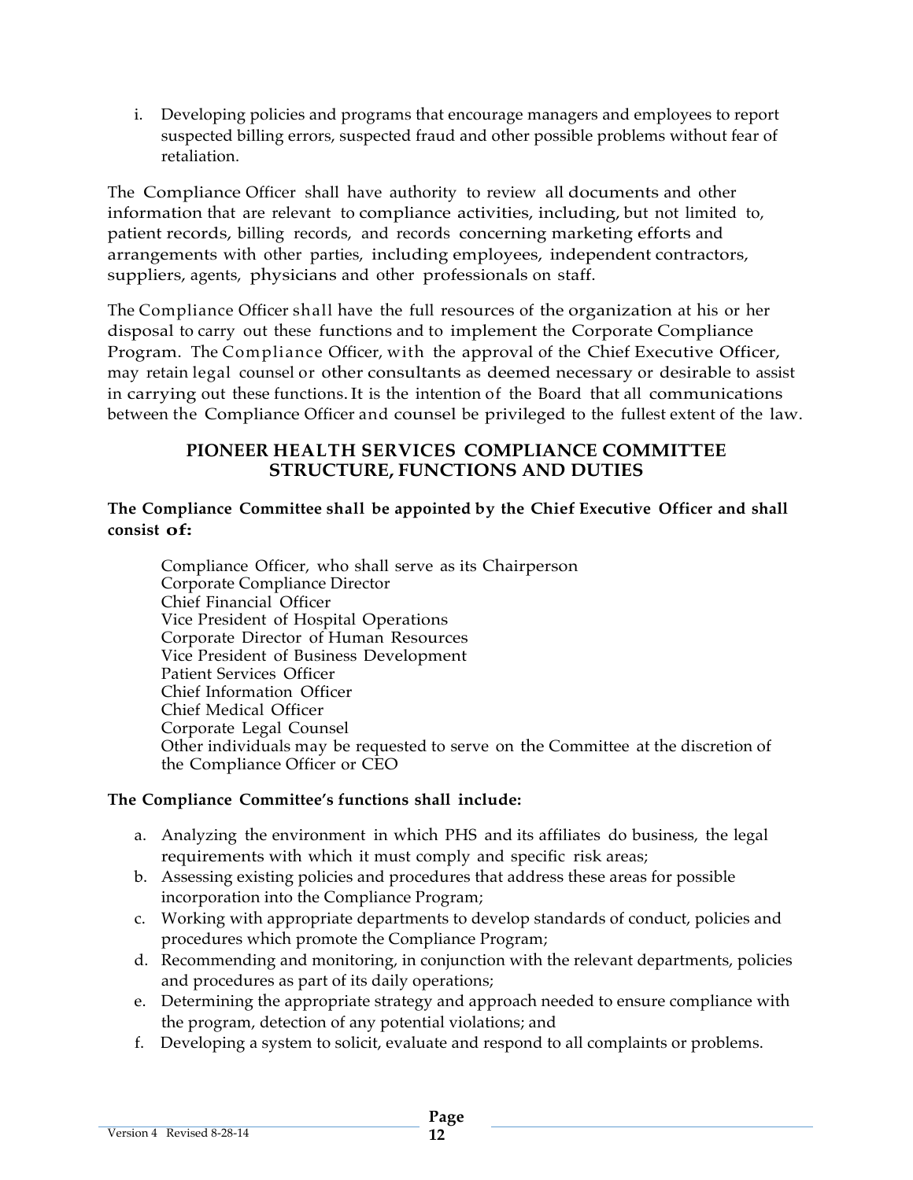i. Developing policies and programs that encourage managers and employees to report suspected billing errors, suspected fraud and other possible problems without fear of retaliation.

The Compliance Officer shall have authority to review all documents and other information that are relevant to compliance activities, including, but not limited to, patient records, billing records, and records concerning marketing efforts and arrangements with other parties, including employees, independent contractors, suppliers, agents, physicians and other professionals on staff.

The Compliance Officer shall have the full resources of the organization at his or her disposal to carry out these functions and to implement the Corporate Compliance Program. The Compliance Officer, with the approval of the Chief Executive Officer, may retain legal counsel or other consultants as deemed necessary or desirable to assist in carrying out these functions. It is the intention of the Board that all communications between the Compliance Officer and counsel be privileged to the fullest extent of the law.

## PIONEER HEALTH SERVICES COMPLIANCE COMMITTEE STRUCTURE, FUNCTIONS AND DUTIES

**The Compliance Committee shall be appointed by the Chief Executive Officer and shall consist of:**

Compliance Officer, who shall serve as its Chairperson
Corporate Compliance Director
Chief Financial Officer
Vice President of Hospital Operations
Corporate Director of Human Resources
Vice President of Business Development
Patient Services Officer
Chief Information Officer
Chief Medical Officer
Corporate Legal Counsel
Other individuals may be requested to serve on the Committee at the discretion of the Compliance Officer or CEO

**The Compliance Committee's functions shall include:**

a. Analyzing the environment in which PHS and its affiliates do business, the legal requirements with which it must comply and specific risk areas;
b. Assessing existing policies and procedures that address these areas for possible incorporation into the Compliance Program;
c. Working with appropriate departments to develop standards of conduct, policies and procedures which promote the Compliance Program;
d. Recommending and monitoring, in conjunction with the relevant departments, policies and procedures as part of its daily operations;
e. Determining the appropriate strategy and approach needed to ensure compliance with the program, detection of any potential violations; and
f. Developing a system to solicit, evaluate and respond to all complaints or problems.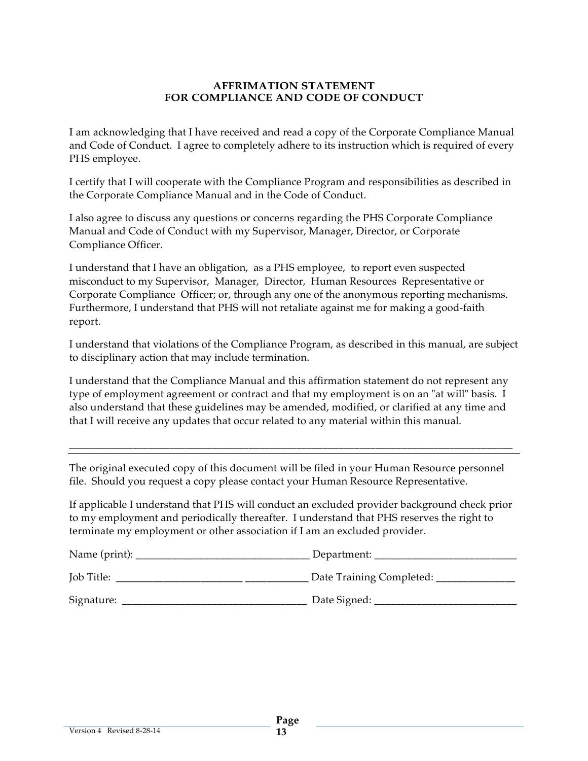**AFFRIMATION STATEMENT**
**FOR COMPLIANCE AND CODE OF CONDUCT**

I am acknowledging that I have received and read a copy of the Corporate Compliance Manual and Code of Conduct. I agree to completely adhere to its instruction which is required of every PHS employee.

I certify that I will cooperate with the Compliance Program and responsibilities as described in the Corporate Compliance Manual and in the Code of Conduct.

I also agree to discuss any questions or concerns regarding the PHS Corporate Compliance Manual and Code of Conduct with my Supervisor, Manager, Director, or Corporate Compliance Officer.

I understand that I have an obligation, as a PHS employee, to report even suspected misconduct to my Supervisor, Manager, Director, Human Resources Representative or Corporate Compliance Officer; or, through any one of the anonymous reporting mechanisms. Furthermore, I understand that PHS will not retaliate against me for making a good-faith report.

I understand that violations of the Compliance Program, as described in this manual, are subject to disciplinary action that may include termination.

I understand that the Compliance Manual and this affirmation statement do not represent any type of employment agreement or contract and that my employment is on an "at will" basis. I also understand that these guidelines may be amended, modified, or clarified at any time and that I will receive any updates that occur related to any material within this manual.

---

The original executed copy of this document will be filed in your Human Resource personnel file. Should you request a copy please contact your Human Resource Representative.

If applicable I understand that PHS will conduct an excluded provider background check prior to my employment and periodically thereafter. I understand that PHS reserves the right to terminate my employment or other association if I am an excluded provider.

Name (print): ________________________________ Department: __________________________

Job Title: _______________________ ___________ Date Training Completed: ______________

Signature: _________________________________ Date Signed: __________________________